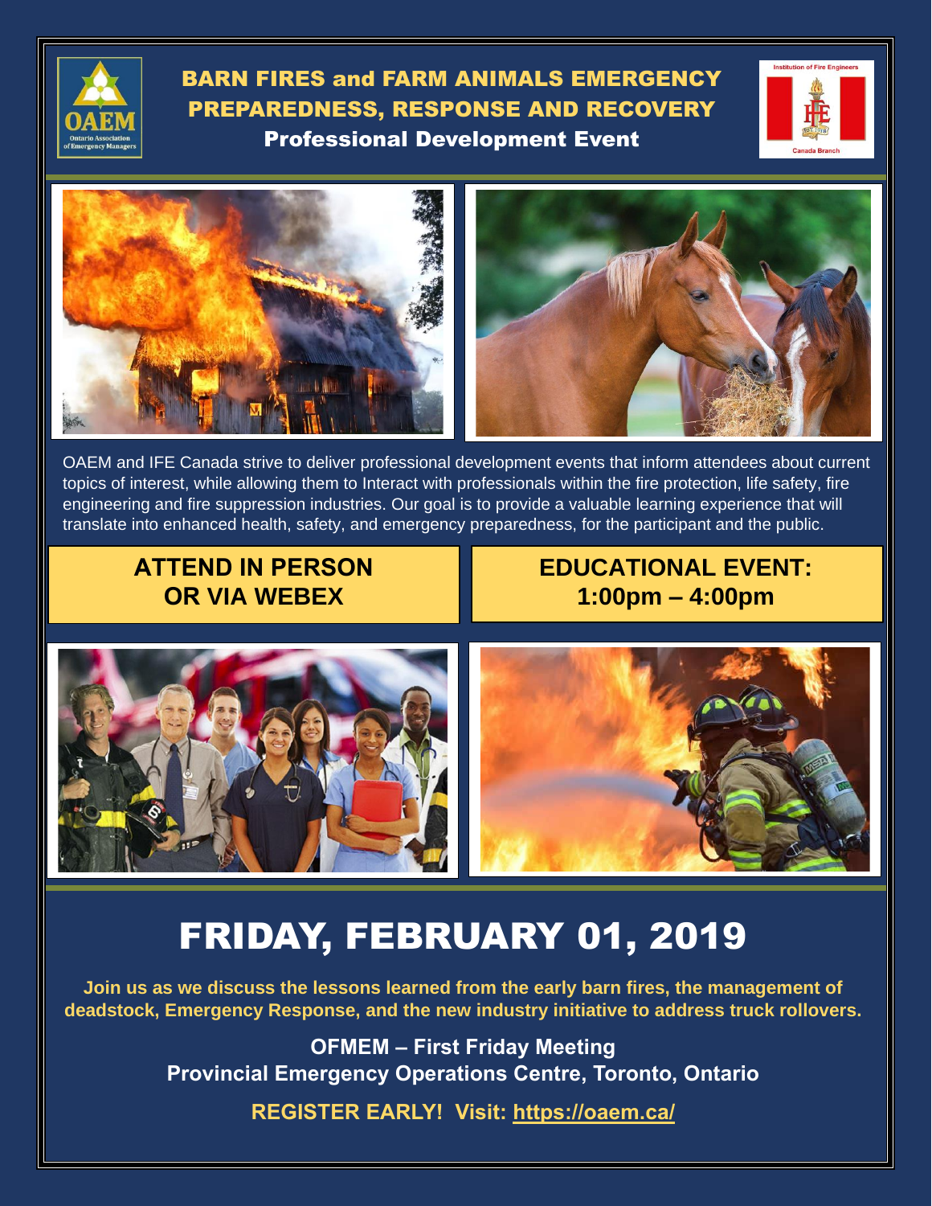# BARN FIRES and FARM ANIMALS EMERGENCY PREPAREDNESS, RESPONSE AND RECOVERY

## Professional Development Event

OAEM and IFE Canada strive to deliver professional development events that inform attendees about current topics of interest, while allowing them to Interact with professionals within the fire protection, life safety, fire engineering and fire suppression industries. Our goal is to provide a valuable learning experience that will translate into enhanced health, safety, and emergency preparedness, for the participant and the public.

**ATTEND IN PERSON OR VIA WEBEX**

**EDUCATIONAL EVENT: 1:00pm – 4:00pm**

# FRIDAY, FEBRUARY 01, 2019

**Join us as we discuss the lessons learned from the early barn fires, the management of deadstock, Emergency Response, and the new industry initiative to address truck rollovers.**

**OFMEM – First Friday Meeting**
**Provincial Emergency Operations Centre, Toronto, Ontario**

**REGISTER EARLY! Visit: https://oaem.ca/**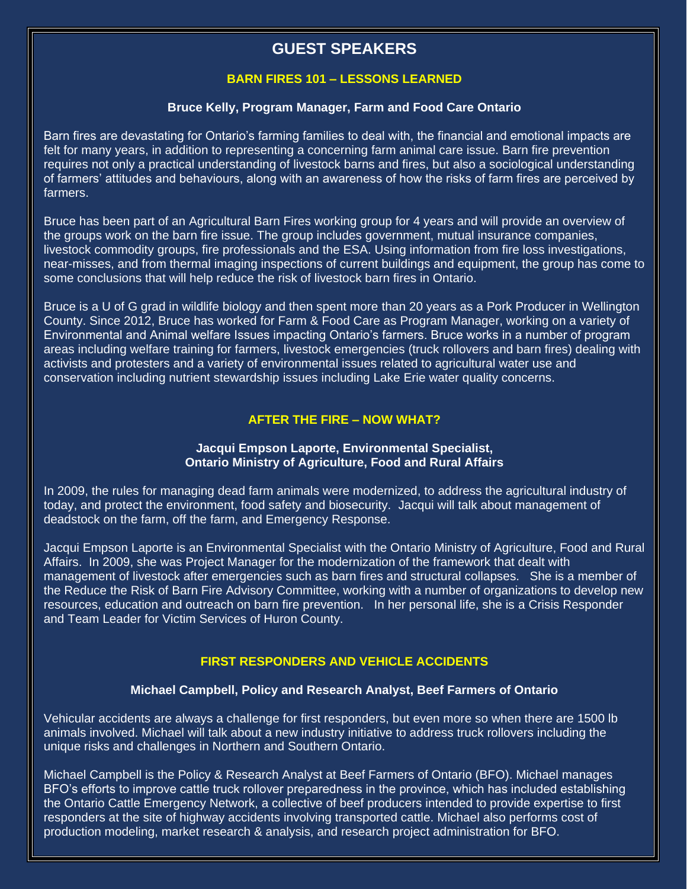# GUEST SPEAKERS

## BARN FIRES 101 – LESSONS LEARNED

**Bruce Kelly, Program Manager, Farm and Food Care Ontario**

Barn fires are devastating for Ontario's farming families to deal with, the financial and emotional impacts are felt for many years, in addition to representing a concerning farm animal care issue. Barn fire prevention requires not only a practical understanding of livestock barns and fires, but also a sociological understanding of farmers' attitudes and behaviours, along with an awareness of how the risks of farm fires are perceived by farmers.

Bruce has been part of an Agricultural Barn Fires working group for 4 years and will provide an overview of the groups work on the barn fire issue. The group includes government, mutual insurance companies, livestock commodity groups, fire professionals and the ESA. Using information from fire loss investigations, near-misses, and from thermal imaging inspections of current buildings and equipment, the group has come to some conclusions that will help reduce the risk of livestock barn fires in Ontario.

Bruce is a U of G grad in wildlife biology and then spent more than 20 years as a Pork Producer in Wellington County. Since 2012, Bruce has worked for Farm & Food Care as Program Manager, working on a variety of Environmental and Animal welfare Issues impacting Ontario's farmers. Bruce works in a number of program areas including welfare training for farmers, livestock emergencies (truck rollovers and barn fires) dealing with activists and protesters and a variety of environmental issues related to agricultural water use and conservation including nutrient stewardship issues including Lake Erie water quality concerns.

## AFTER THE FIRE – NOW WHAT?

**Jacqui Empson Laporte, Environmental Specialist,**
**Ontario Ministry of Agriculture, Food and Rural Affairs**

In 2009, the rules for managing dead farm animals were modernized, to address the agricultural industry of today, and protect the environment, food safety and biosecurity. Jacqui will talk about management of deadstock on the farm, off the farm, and Emergency Response.

Jacqui Empson Laporte is an Environmental Specialist with the Ontario Ministry of Agriculture, Food and Rural Affairs. In 2009, she was Project Manager for the modernization of the framework that dealt with management of livestock after emergencies such as barn fires and structural collapses. She is a member of the Reduce the Risk of Barn Fire Advisory Committee, working with a number of organizations to develop new resources, education and outreach on barn fire prevention. In her personal life, she is a Crisis Responder and Team Leader for Victim Services of Huron County.

## FIRST RESPONDERS AND VEHICLE ACCIDENTS

**Michael Campbell, Policy and Research Analyst, Beef Farmers of Ontario**

Vehicular accidents are always a challenge for first responders, but even more so when there are 1500 lb animals involved. Michael will talk about a new industry initiative to address truck rollovers including the unique risks and challenges in Northern and Southern Ontario.

Michael Campbell is the Policy & Research Analyst at Beef Farmers of Ontario (BFO). Michael manages BFO's efforts to improve cattle truck rollover preparedness in the province, which has included establishing the Ontario Cattle Emergency Network, a collective of beef producers intended to provide expertise to first responders at the site of highway accidents involving transported cattle. Michael also performs cost of production modeling, market research & analysis, and research project administration for BFO.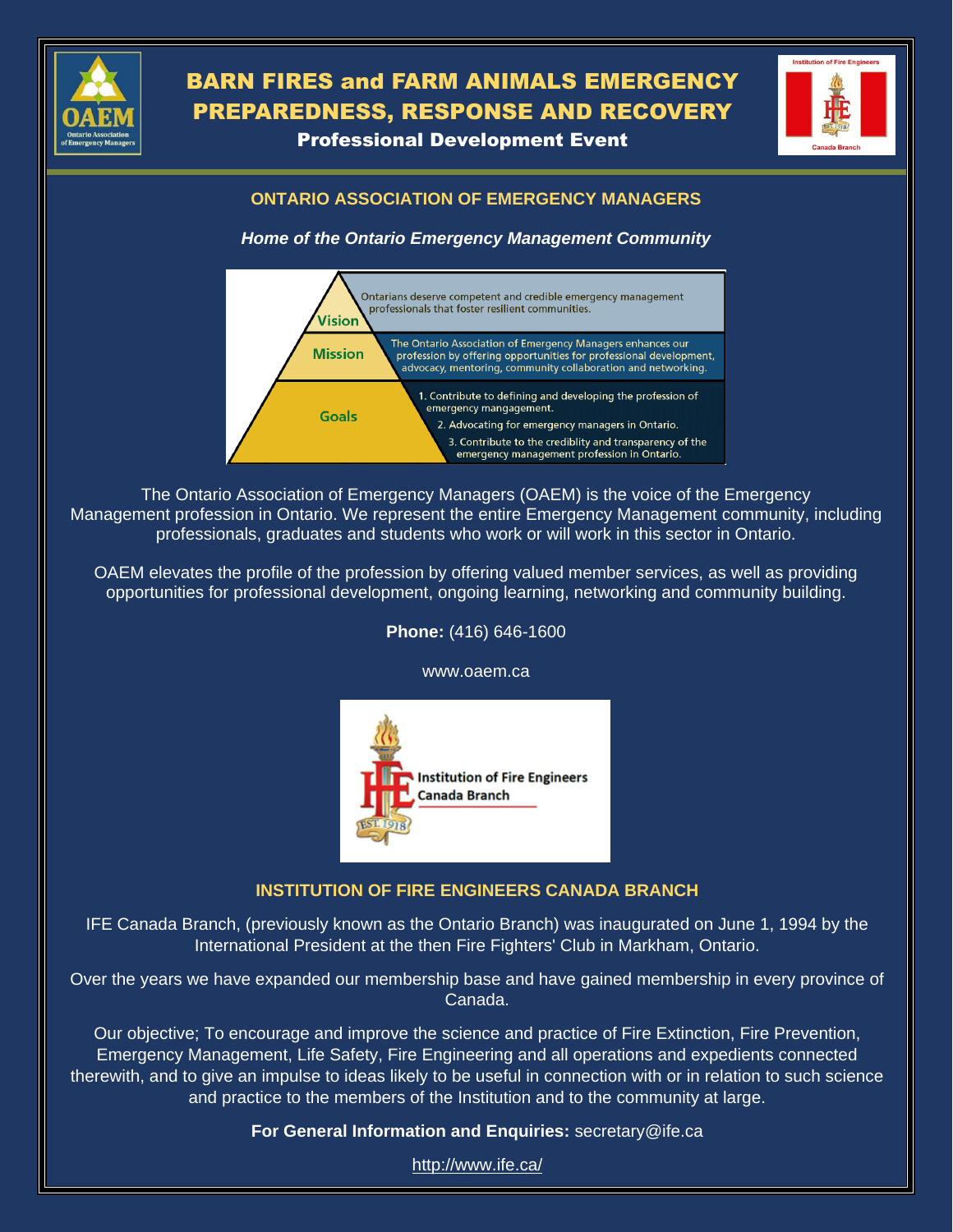# BARN FIRES and FARM ANIMALS EMERGENCY PREPAREDNESS, RESPONSE AND RECOVERY

**Professional Development Event**

## ONTARIO ASSOCIATION OF EMERGENCY MANAGERS

***Home of the Ontario Emergency Management Community***

Vision: Ontarians deserve competent and credible emergency management professionals that foster resilient communities.

Mission: The Ontario Association of Emergency Managers enhances our profession by offering opportunities for professional development, advocacy, mentoring, community collaboration and networking.

Goals:
1. Contribute to defining and developing the profession of emergency mangagement.
2. Advocating for emergency managers in Ontario.
3. Contribute to the crediblity and transparency of the emergency management profession in Ontario.

The Ontario Association of Emergency Managers (OAEM) is the voice of the Emergency Management profession in Ontario. We represent the entire Emergency Management community, including professionals, graduates and students who work or will work in this sector in Ontario.

OAEM elevates the profile of the profession by offering valued member services, as well as providing opportunities for professional development, ongoing learning, networking and community building.

**Phone:** (416) 646-1600

www.oaem.ca

Institution of Fire Engineers Canada Branch

## INSTITUTION OF FIRE ENGINEERS CANADA BRANCH

IFE Canada Branch, (previously known as the Ontario Branch) was inaugurated on June 1, 1994 by the International President at the then Fire Fighters' Club in Markham, Ontario.

Over the years we have expanded our membership base and have gained membership in every province of Canada.

Our objective; To encourage and improve the science and practice of Fire Extinction, Fire Prevention, Emergency Management, Life Safety, Fire Engineering and all operations and expedients connected therewith, and to give an impulse to ideas likely to be useful in connection with or in relation to such science and practice to the members of the Institution and to the community at large.

**For General Information and Enquiries:** secretary@ife.ca

http://www.ife.ca/